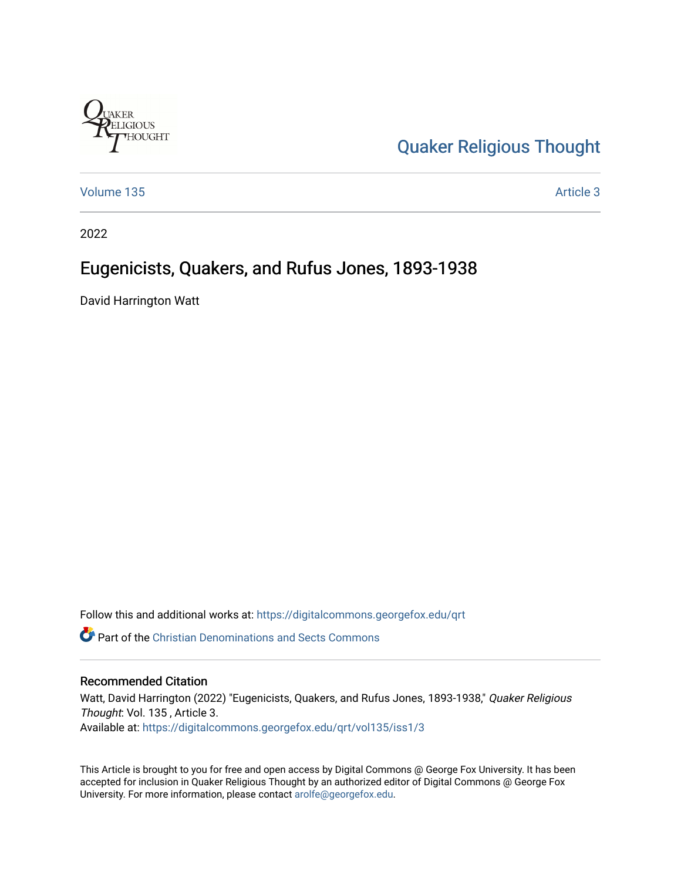Quaker Religious Thought

Volume 135 | Article 3

2022

# Eugenicists, Quakers, and Rufus Jones, 1893-1938

David Harrington Watt

Follow this and additional works at: https://digitalcommons.georgefox.edu/qrt

Part of the Christian Denominations and Sects Commons

## Recommended Citation

Watt, David Harrington (2022) "Eugenicists, Quakers, and Rufus Jones, 1893-1938," *Quaker Religious Thought*: Vol. 135 , Article 3.
Available at: https://digitalcommons.georgefox.edu/qrt/vol135/iss1/3

This Article is brought to you for free and open access by Digital Commons @ George Fox University. It has been accepted for inclusion in Quaker Religious Thought by an authorized editor of Digital Commons @ George Fox University. For more information, please contact arolfe@georgefox.edu.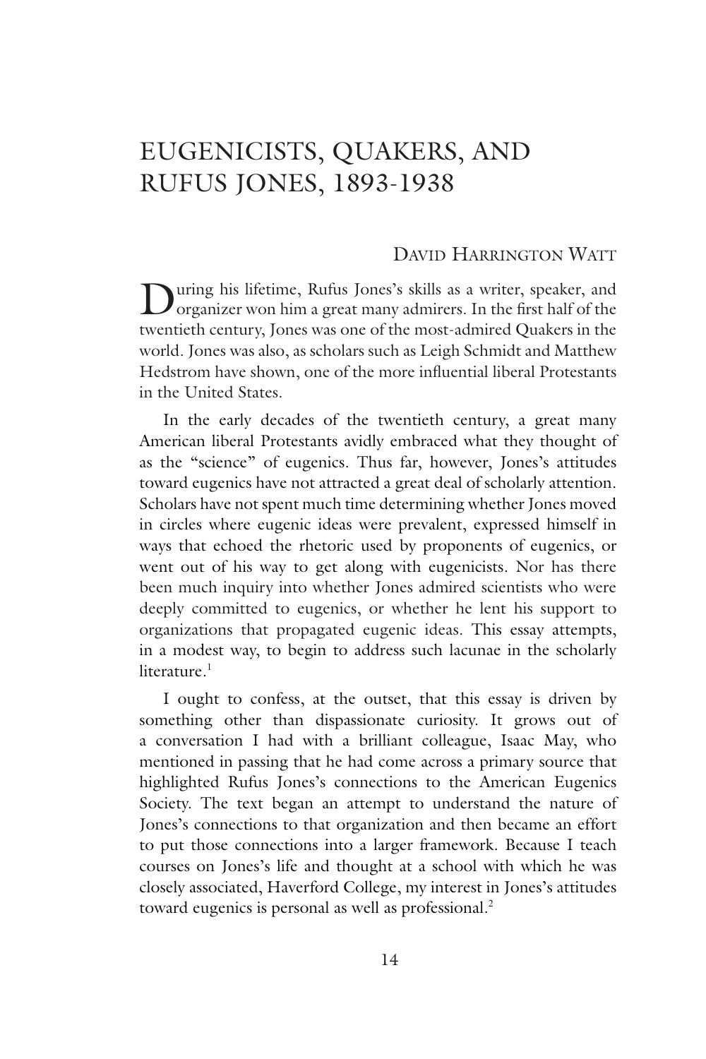# EUGENICISTS, QUAKERS, AND RUFUS JONES, 1893-1938

DAVID HARRINGTON WATT

During his lifetime, Rufus Jones's skills as a writer, speaker, and organizer won him a great many admirers. In the first half of the twentieth century, Jones was one of the most-admired Quakers in the world. Jones was also, as scholars such as Leigh Schmidt and Matthew Hedstrom have shown, one of the more influential liberal Protestants in the United States.

In the early decades of the twentieth century, a great many American liberal Protestants avidly embraced what they thought of as the "science" of eugenics. Thus far, however, Jones's attitudes toward eugenics have not attracted a great deal of scholarly attention. Scholars have not spent much time determining whether Jones moved in circles where eugenic ideas were prevalent, expressed himself in ways that echoed the rhetoric used by proponents of eugenics, or went out of his way to get along with eugenicists. Nor has there been much inquiry into whether Jones admired scientists who were deeply committed to eugenics, or whether he lent his support to organizations that propagated eugenic ideas. This essay attempts, in a modest way, to begin to address such lacunae in the scholarly literature.[1]

I ought to confess, at the outset, that this essay is driven by something other than dispassionate curiosity. It grows out of a conversation I had with a brilliant colleague, Isaac May, who mentioned in passing that he had come across a primary source that highlighted Rufus Jones's connections to the American Eugenics Society. The text began an attempt to understand the nature of Jones's connections to that organization and then became an effort to put those connections into a larger framework. Because I teach courses on Jones's life and thought at a school with which he was closely associated, Haverford College, my interest in Jones's attitudes toward eugenics is personal as well as professional.[2]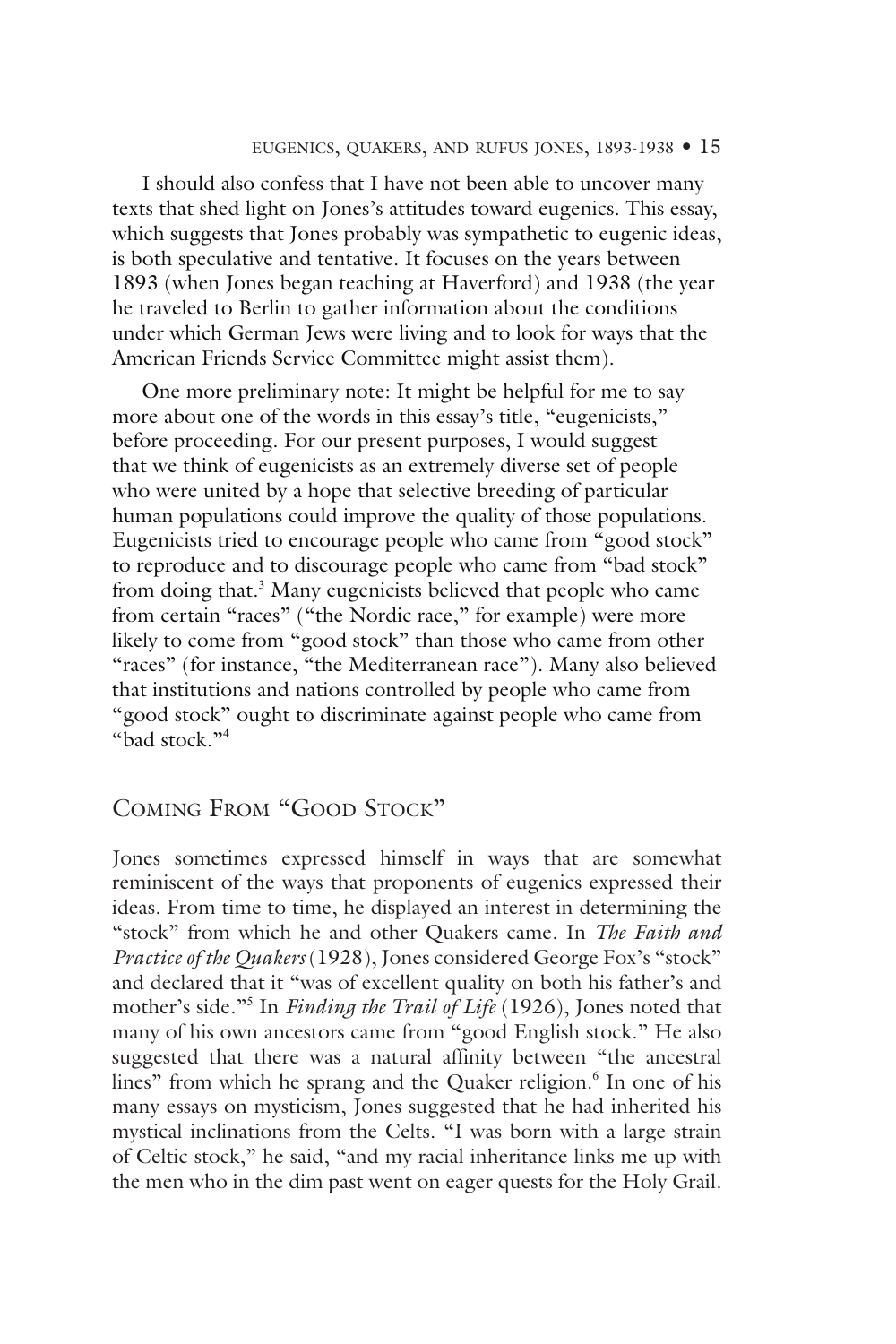I should also confess that I have not been able to uncover many texts that shed light on Jones's attitudes toward eugenics. This essay, which suggests that Jones probably was sympathetic to eugenic ideas, is both speculative and tentative. It focuses on the years between 1893 (when Jones began teaching at Haverford) and 1938 (the year he traveled to Berlin to gather information about the conditions under which German Jews were living and to look for ways that the American Friends Service Committee might assist them).

One more preliminary note: It might be helpful for me to say more about one of the words in this essay's title, "eugenicists," before proceeding. For our present purposes, I would suggest that we think of eugenicists as an extremely diverse set of people who were united by a hope that selective breeding of particular human populations could improve the quality of those populations. Eugenicists tried to encourage people who came from "good stock" to reproduce and to discourage people who came from "bad stock" from doing that.[3] Many eugenicists believed that people who came from certain "races" ("the Nordic race," for example) were more likely to come from "good stock" than those who came from other "races" (for instance, "the Mediterranean race"). Many also believed that institutions and nations controlled by people who came from "good stock" ought to discriminate against people who came from "bad stock."[4]

## Coming From "Good Stock"

Jones sometimes expressed himself in ways that are somewhat reminiscent of the ways that proponents of eugenics expressed their ideas. From time to time, he displayed an interest in determining the "stock" from which he and other Quakers came. In *The Faith and Practice of the Quakers* (1928), Jones considered George Fox's "stock" and declared that it "was of excellent quality on both his father's and mother's side."[5] In *Finding the Trail of Life* (1926), Jones noted that many of his own ancestors came from "good English stock." He also suggested that there was a natural affinity between "the ancestral lines" from which he sprang and the Quaker religion.[6] In one of his many essays on mysticism, Jones suggested that he had inherited his mystical inclinations from the Celts. "I was born with a large strain of Celtic stock," he said, "and my racial inheritance links me up with the men who in the dim past went on eager quests for the Holy Grail.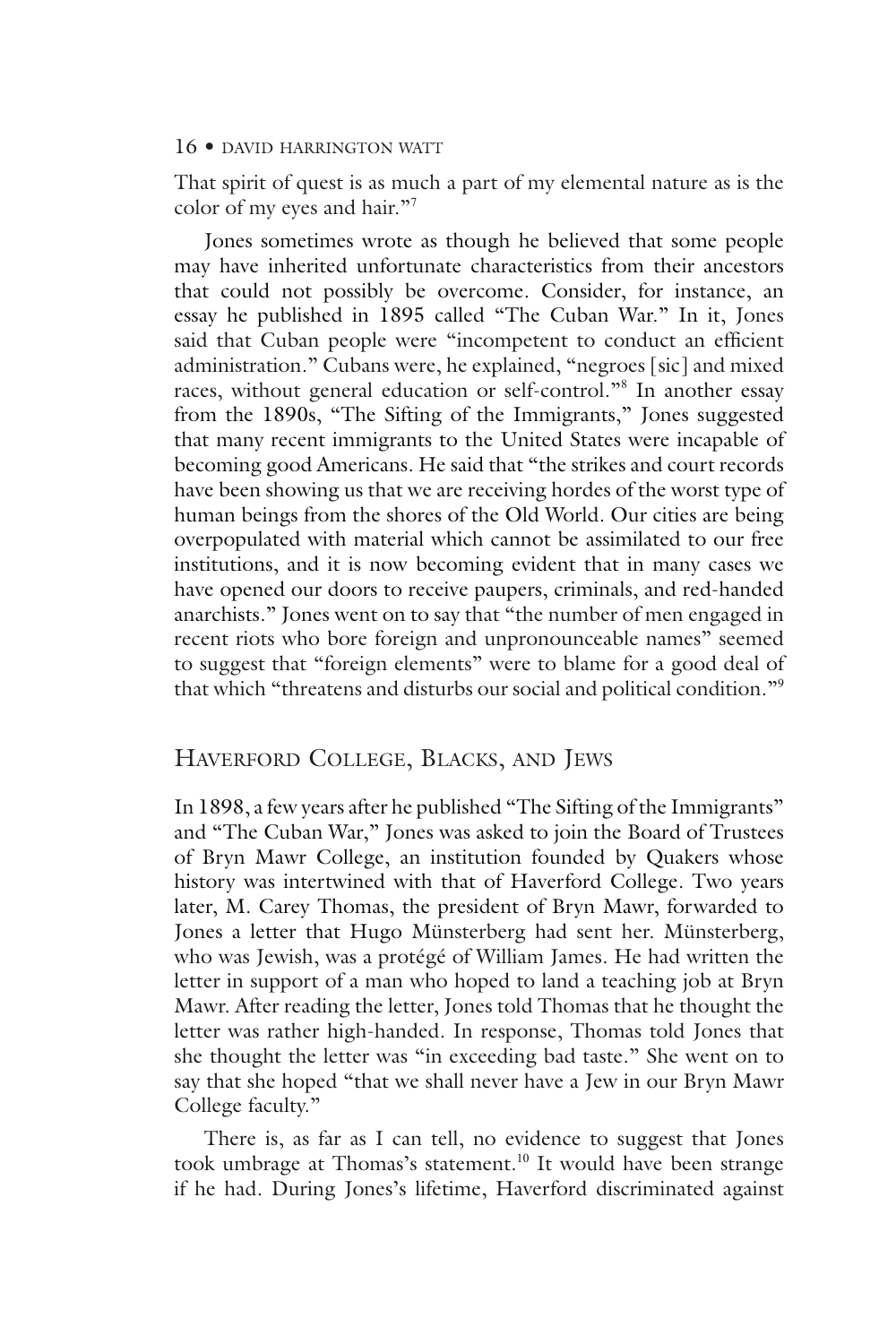That spirit of quest is as much a part of my elemental nature as is the color of my eyes and hair."[7]

Jones sometimes wrote as though he believed that some people may have inherited unfortunate characteristics from their ancestors that could not possibly be overcome. Consider, for instance, an essay he published in 1895 called "The Cuban War." In it, Jones said that Cuban people were "incompetent to conduct an efficient administration." Cubans were, he explained, "negroes [sic] and mixed races, without general education or self-control."[8] In another essay from the 1890s, "The Sifting of the Immigrants," Jones suggested that many recent immigrants to the United States were incapable of becoming good Americans. He said that "the strikes and court records have been showing us that we are receiving hordes of the worst type of human beings from the shores of the Old World. Our cities are being overpopulated with material which cannot be assimilated to our free institutions, and it is now becoming evident that in many cases we have opened our doors to receive paupers, criminals, and red-handed anarchists." Jones went on to say that "the number of men engaged in recent riots who bore foreign and unpronounceable names" seemed to suggest that "foreign elements" were to blame for a good deal of that which "threatens and disturbs our social and political condition."[9]

## Haverford College, Blacks, and Jews

In 1898, a few years after he published "The Sifting of the Immigrants" and "The Cuban War," Jones was asked to join the Board of Trustees of Bryn Mawr College, an institution founded by Quakers whose history was intertwined with that of Haverford College. Two years later, M. Carey Thomas, the president of Bryn Mawr, forwarded to Jones a letter that Hugo Münsterberg had sent her. Münsterberg, who was Jewish, was a protégé of William James. He had written the letter in support of a man who hoped to land a teaching job at Bryn Mawr. After reading the letter, Jones told Thomas that he thought the letter was rather high-handed. In response, Thomas told Jones that she thought the letter was "in exceeding bad taste." She went on to say that she hoped "that we shall never have a Jew in our Bryn Mawr College faculty."

There is, as far as I can tell, no evidence to suggest that Jones took umbrage at Thomas's statement.[10] It would have been strange if he had. During Jones's lifetime, Haverford discriminated against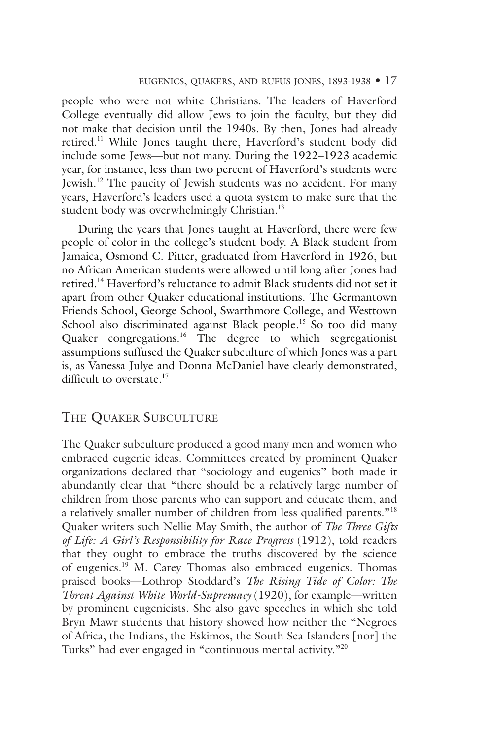people who were not white Christians. The leaders of Haverford College eventually did allow Jews to join the faculty, but they did not make that decision until the 1940s. By then, Jones had already retired.[11] While Jones taught there, Haverford's student body did include some Jews—but not many. During the 1922–1923 academic year, for instance, less than two percent of Haverford's students were Jewish.[12] The paucity of Jewish students was no accident. For many years, Haverford's leaders used a quota system to make sure that the student body was overwhelmingly Christian.[13]

During the years that Jones taught at Haverford, there were few people of color in the college's student body. A Black student from Jamaica, Osmond C. Pitter, graduated from Haverford in 1926, but no African American students were allowed until long after Jones had retired.[14] Haverford's reluctance to admit Black students did not set it apart from other Quaker educational institutions. The Germantown Friends School, George School, Swarthmore College, and Westtown School also discriminated against Black people.[15] So too did many Quaker congregations.[16] The degree to which segregationist assumptions suffused the Quaker subculture of which Jones was a part is, as Vanessa Julye and Donna McDaniel have clearly demonstrated, difficult to overstate.[17]

## The Quaker Subculture

The Quaker subculture produced a good many men and women who embraced eugenic ideas. Committees created by prominent Quaker organizations declared that "sociology and eugenics" both made it abundantly clear that "there should be a relatively large number of children from those parents who can support and educate them, and a relatively smaller number of children from less qualified parents."[18] Quaker writers such Nellie May Smith, the author of *The Three Gifts of Life: A Girl's Responsibility for Race Progress* (1912), told readers that they ought to embrace the truths discovered by the science of eugenics.[19] M. Carey Thomas also embraced eugenics. Thomas praised books—Lothrop Stoddard's *The Rising Tide of Color: The Threat Against White World-Supremacy* (1920), for example—written by prominent eugenicists. She also gave speeches in which she told Bryn Mawr students that history showed how neither the "Negroes of Africa, the Indians, the Eskimos, the South Sea Islanders [nor] the Turks" had ever engaged in "continuous mental activity."[20]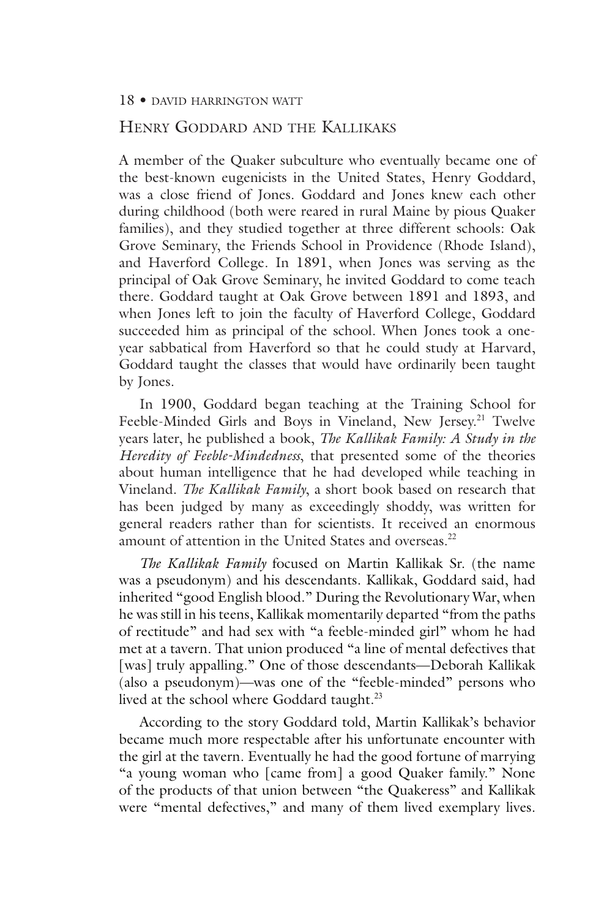## Henry Goddard and the Kallikaks

A member of the Quaker subculture who eventually became one of the best-known eugenicists in the United States, Henry Goddard, was a close friend of Jones. Goddard and Jones knew each other during childhood (both were reared in rural Maine by pious Quaker families), and they studied together at three different schools: Oak Grove Seminary, the Friends School in Providence (Rhode Island), and Haverford College. In 1891, when Jones was serving as the principal of Oak Grove Seminary, he invited Goddard to come teach there. Goddard taught at Oak Grove between 1891 and 1893, and when Jones left to join the faculty of Haverford College, Goddard succeeded him as principal of the school. When Jones took a one-year sabbatical from Haverford so that he could study at Harvard, Goddard taught the classes that would have ordinarily been taught by Jones.

In 1900, Goddard began teaching at the Training School for Feeble-Minded Girls and Boys in Vineland, New Jersey.[21] Twelve years later, he published a book, *The Kallikak Family: A Study in the Heredity of Feeble-Mindedness*, that presented some of the theories about human intelligence that he had developed while teaching in Vineland. *The Kallikak Family*, a short book based on research that has been judged by many as exceedingly shoddy, was written for general readers rather than for scientists. It received an enormous amount of attention in the United States and overseas.[22]

*The Kallikak Family* focused on Martin Kallikak Sr. (the name was a pseudonym) and his descendants. Kallikak, Goddard said, had inherited "good English blood." During the Revolutionary War, when he was still in his teens, Kallikak momentarily departed "from the paths of rectitude" and had sex with "a feeble-minded girl" whom he had met at a tavern. That union produced "a line of mental defectives that [was] truly appalling." One of those descendants—Deborah Kallikak (also a pseudonym)—was one of the "feeble-minded" persons who lived at the school where Goddard taught.[23]

According to the story Goddard told, Martin Kallikak's behavior became much more respectable after his unfortunate encounter with the girl at the tavern. Eventually he had the good fortune of marrying "a young woman who [came from] a good Quaker family." None of the products of that union between "the Quakeress" and Kallikak were "mental defectives," and many of them lived exemplary lives.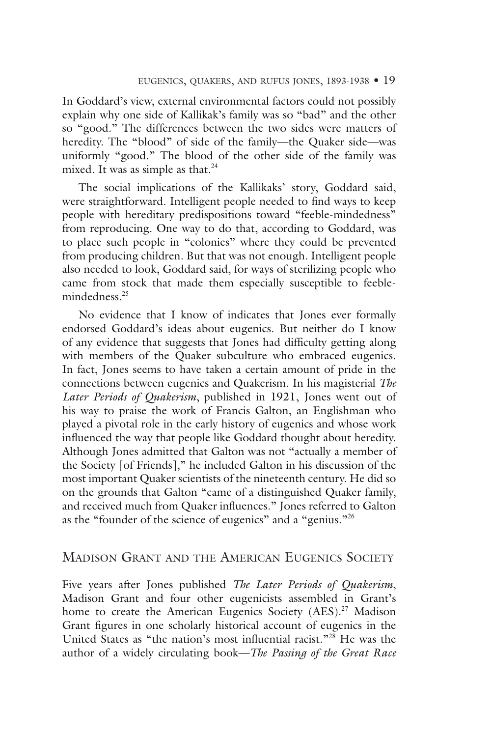In Goddard's view, external environmental factors could not possibly explain why one side of Kallikak's family was so "bad" and the other so "good." The differences between the two sides were matters of heredity. The "blood" of side of the family—the Quaker side—was uniformly "good." The blood of the other side of the family was mixed. It was as simple as that.[24]

The social implications of the Kallikaks' story, Goddard said, were straightforward. Intelligent people needed to find ways to keep people with hereditary predispositions toward "feeble-mindedness" from reproducing. One way to do that, according to Goddard, was to place such people in "colonies" where they could be prevented from producing children. But that was not enough. Intelligent people also needed to look, Goddard said, for ways of sterilizing people who came from stock that made them especially susceptible to feeble-mindedness.[25]

No evidence that I know of indicates that Jones ever formally endorsed Goddard's ideas about eugenics. But neither do I know of any evidence that suggests that Jones had difficulty getting along with members of the Quaker subculture who embraced eugenics. In fact, Jones seems to have taken a certain amount of pride in the connections between eugenics and Quakerism. In his magisterial *The Later Periods of Quakerism*, published in 1921, Jones went out of his way to praise the work of Francis Galton, an Englishman who played a pivotal role in the early history of eugenics and whose work influenced the way that people like Goddard thought about heredity. Although Jones admitted that Galton was not "actually a member of the Society [of Friends]," he included Galton in his discussion of the most important Quaker scientists of the nineteenth century. He did so on the grounds that Galton "came of a distinguished Quaker family, and received much from Quaker influences." Jones referred to Galton as the "founder of the science of eugenics" and a "genius."[26]

## Madison Grant and the American Eugenics Society

Five years after Jones published *The Later Periods of Quakerism*, Madison Grant and four other eugenicists assembled in Grant's home to create the American Eugenics Society (AES).[27] Madison Grant figures in one scholarly historical account of eugenics in the United States as "the nation's most influential racist."[28] He was the author of a widely circulating book—*The Passing of the Great Race*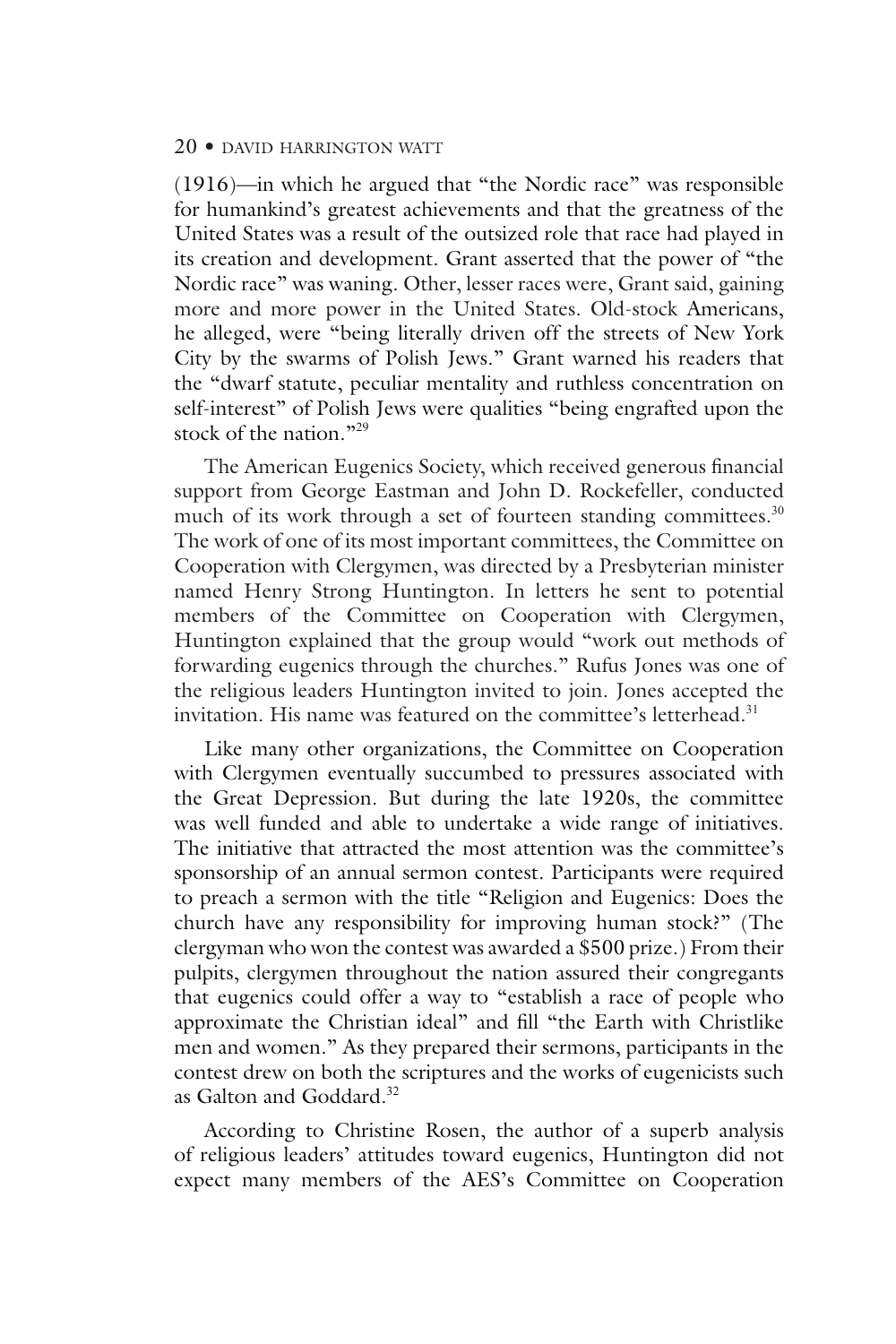(1916)—in which he argued that "the Nordic race" was responsible for humankind's greatest achievements and that the greatness of the United States was a result of the outsized role that race had played in its creation and development. Grant asserted that the power of "the Nordic race" was waning. Other, lesser races were, Grant said, gaining more and more power in the United States. Old-stock Americans, he alleged, were "being literally driven off the streets of New York City by the swarms of Polish Jews." Grant warned his readers that the "dwarf statute, peculiar mentality and ruthless concentration on self-interest" of Polish Jews were qualities "being engrafted upon the stock of the nation."[29]

The American Eugenics Society, which received generous financial support from George Eastman and John D. Rockefeller, conducted much of its work through a set of fourteen standing committees.[30] The work of one of its most important committees, the Committee on Cooperation with Clergymen, was directed by a Presbyterian minister named Henry Strong Huntington. In letters he sent to potential members of the Committee on Cooperation with Clergymen, Huntington explained that the group would "work out methods of forwarding eugenics through the churches." Rufus Jones was one of the religious leaders Huntington invited to join. Jones accepted the invitation. His name was featured on the committee's letterhead.[31]

Like many other organizations, the Committee on Cooperation with Clergymen eventually succumbed to pressures associated with the Great Depression. But during the late 1920s, the committee was well funded and able to undertake a wide range of initiatives. The initiative that attracted the most attention was the committee's sponsorship of an annual sermon contest. Participants were required to preach a sermon with the title "Religion and Eugenics: Does the church have any responsibility for improving human stock?" (The clergyman who won the contest was awarded a $500 prize.) From their pulpits, clergymen throughout the nation assured their congregants that eugenics could offer a way to "establish a race of people who approximate the Christian ideal" and fill "the Earth with Christlike men and women." As they prepared their sermons, participants in the contest drew on both the scriptures and the works of eugenicists such as Galton and Goddard.[32]

According to Christine Rosen, the author of a superb analysis of religious leaders' attitudes toward eugenics, Huntington did not expect many members of the AES's Committee on Cooperation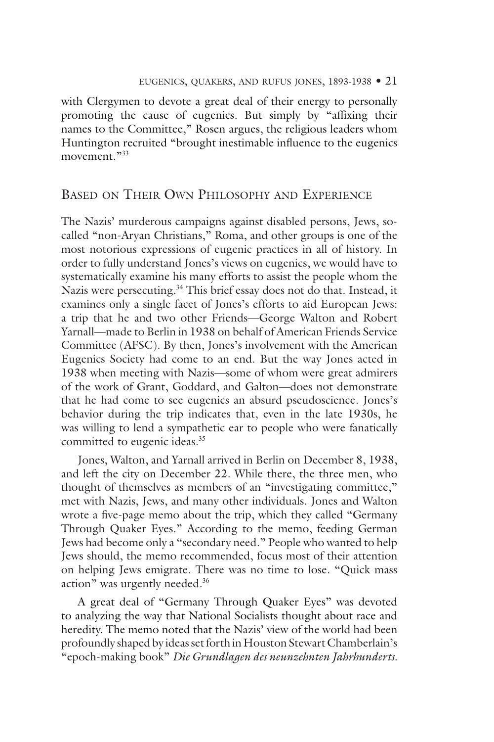with Clergymen to devote a great deal of their energy to personally promoting the cause of eugenics. But simply by "affixing their names to the Committee," Rosen argues, the religious leaders whom Huntington recruited "brought inestimable influence to the eugenics movement."[33]

## Based on Their Own Philosophy and Experience

The Nazis' murderous campaigns against disabled persons, Jews, so-called "non-Aryan Christians," Roma, and other groups is one of the most notorious expressions of eugenic practices in all of history. In order to fully understand Jones's views on eugenics, we would have to systematically examine his many efforts to assist the people whom the Nazis were persecuting.[34] This brief essay does not do that. Instead, it examines only a single facet of Jones's efforts to aid European Jews: a trip that he and two other Friends—George Walton and Robert Yarnall—made to Berlin in 1938 on behalf of American Friends Service Committee (AFSC). By then, Jones's involvement with the American Eugenics Society had come to an end. But the way Jones acted in 1938 when meeting with Nazis—some of whom were great admirers of the work of Grant, Goddard, and Galton—does not demonstrate that he had come to see eugenics an absurd pseudoscience. Jones's behavior during the trip indicates that, even in the late 1930s, he was willing to lend a sympathetic ear to people who were fanatically committed to eugenic ideas.[35]

Jones, Walton, and Yarnall arrived in Berlin on December 8, 1938, and left the city on December 22. While there, the three men, who thought of themselves as members of an "investigating committee," met with Nazis, Jews, and many other individuals. Jones and Walton wrote a five-page memo about the trip, which they called "Germany Through Quaker Eyes." According to the memo, feeding German Jews had become only a "secondary need." People who wanted to help Jews should, the memo recommended, focus most of their attention on helping Jews emigrate. There was no time to lose. "Quick mass action" was urgently needed.[36]

A great deal of "Germany Through Quaker Eyes" was devoted to analyzing the way that National Socialists thought about race and heredity. The memo noted that the Nazis' view of the world had been profoundly shaped by ideas set forth in Houston Stewart Chamberlain's "epoch-making book" *Die Grundlagen des neunzehnten Jahrhunderts*.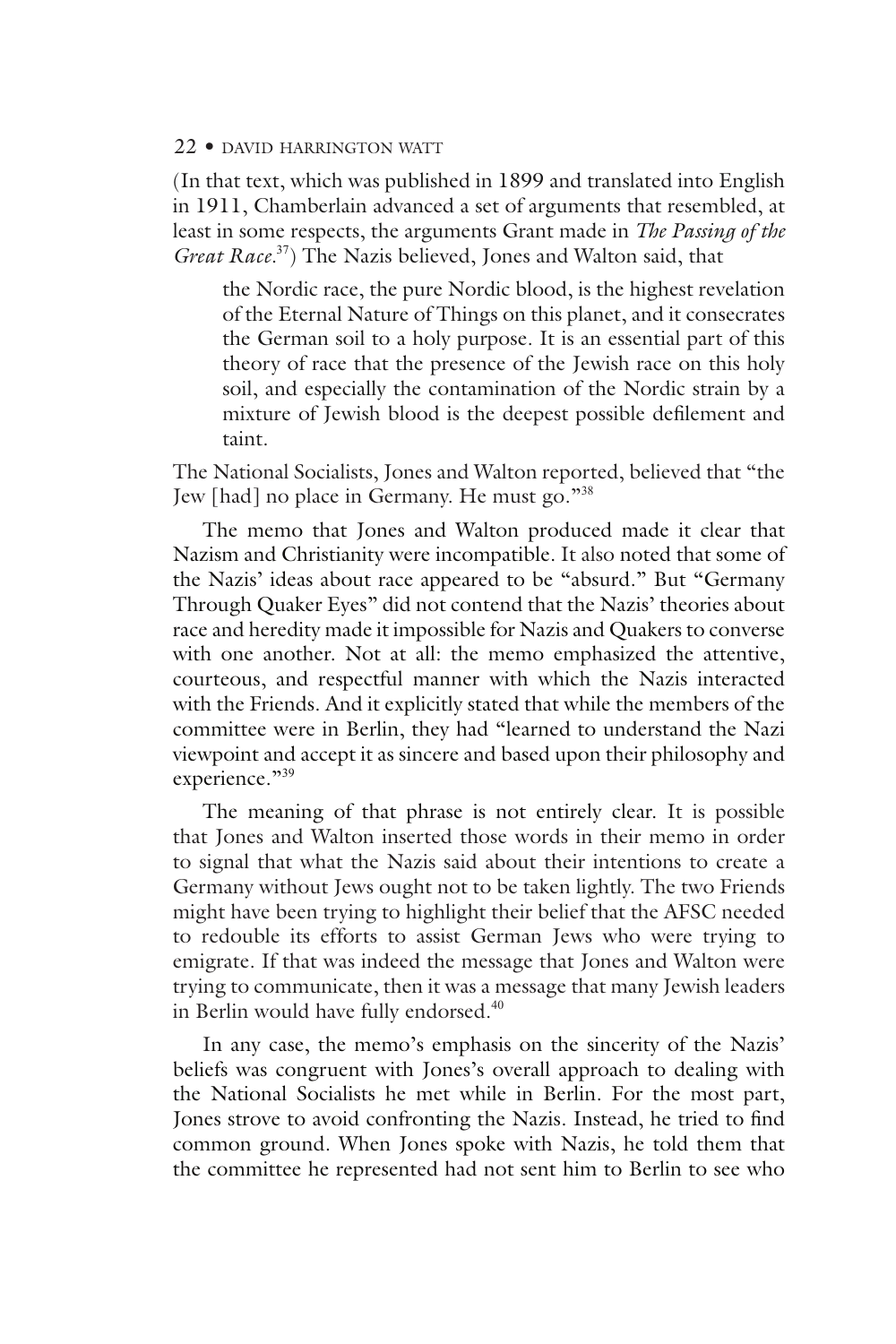(In that text, which was published in 1899 and translated into English in 1911, Chamberlain advanced a set of arguments that resembled, at least in some respects, the arguments Grant made in *The Passing of the Great Race*.[37]) The Nazis believed, Jones and Walton said, that

> the Nordic race, the pure Nordic blood, is the highest revelation of the Eternal Nature of Things on this planet, and it consecrates the German soil to a holy purpose. It is an essential part of this theory of race that the presence of the Jewish race on this holy soil, and especially the contamination of the Nordic strain by a mixture of Jewish blood is the deepest possible defilement and taint.

The National Socialists, Jones and Walton reported, believed that "the Jew [had] no place in Germany. He must go."[38]

The memo that Jones and Walton produced made it clear that Nazism and Christianity were incompatible. It also noted that some of the Nazis' ideas about race appeared to be "absurd." But "Germany Through Quaker Eyes" did not contend that the Nazis' theories about race and heredity made it impossible for Nazis and Quakers to converse with one another. Not at all: the memo emphasized the attentive, courteous, and respectful manner with which the Nazis interacted with the Friends. And it explicitly stated that while the members of the committee were in Berlin, they had "learned to understand the Nazi viewpoint and accept it as sincere and based upon their philosophy and experience."[39]

The meaning of that phrase is not entirely clear. It is possible that Jones and Walton inserted those words in their memo in order to signal that what the Nazis said about their intentions to create a Germany without Jews ought not to be taken lightly. The two Friends might have been trying to highlight their belief that the AFSC needed to redouble its efforts to assist German Jews who were trying to emigrate. If that was indeed the message that Jones and Walton were trying to communicate, then it was a message that many Jewish leaders in Berlin would have fully endorsed.[40]

In any case, the memo's emphasis on the sincerity of the Nazis' beliefs was congruent with Jones's overall approach to dealing with the National Socialists he met while in Berlin. For the most part, Jones strove to avoid confronting the Nazis. Instead, he tried to find common ground. When Jones spoke with Nazis, he told them that the committee he represented had not sent him to Berlin to see who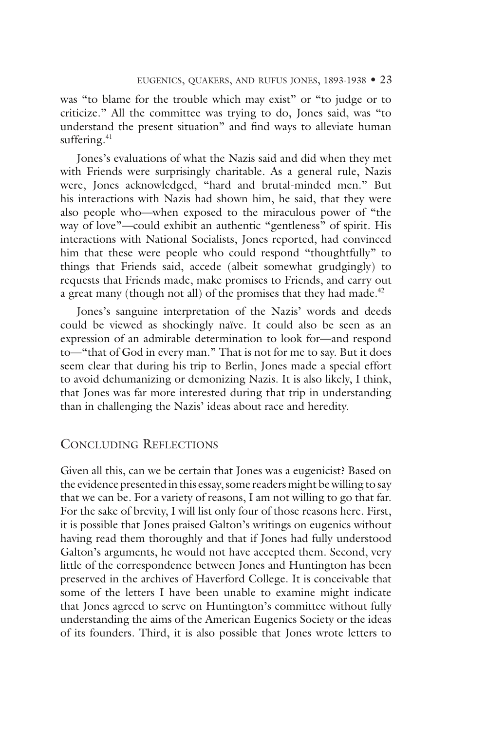was "to blame for the trouble which may exist" or "to judge or to criticize." All the committee was trying to do, Jones said, was "to understand the present situation" and find ways to alleviate human suffering.[41]

Jones's evaluations of what the Nazis said and did when they met with Friends were surprisingly charitable. As a general rule, Nazis were, Jones acknowledged, "hard and brutal-minded men." But his interactions with Nazis had shown him, he said, that they were also people who—when exposed to the miraculous power of "the way of love"—could exhibit an authentic "gentleness" of spirit. His interactions with National Socialists, Jones reported, had convinced him that these were people who could respond "thoughtfully" to things that Friends said, accede (albeit somewhat grudgingly) to requests that Friends made, make promises to Friends, and carry out a great many (though not all) of the promises that they had made.[42]

Jones's sanguine interpretation of the Nazis' words and deeds could be viewed as shockingly naïve. It could also be seen as an expression of an admirable determination to look for—and respond to—"that of God in every man." That is not for me to say. But it does seem clear that during his trip to Berlin, Jones made a special effort to avoid dehumanizing or demonizing Nazis. It is also likely, I think, that Jones was far more interested during that trip in understanding than in challenging the Nazis' ideas about race and heredity.

## Concluding Reflections

Given all this, can we be certain that Jones was a eugenicist? Based on the evidence presented in this essay, some readers might be willing to say that we can be. For a variety of reasons, I am not willing to go that far. For the sake of brevity, I will list only four of those reasons here. First, it is possible that Jones praised Galton's writings on eugenics without having read them thoroughly and that if Jones had fully understood Galton's arguments, he would not have accepted them. Second, very little of the correspondence between Jones and Huntington has been preserved in the archives of Haverford College. It is conceivable that some of the letters I have been unable to examine might indicate that Jones agreed to serve on Huntington's committee without fully understanding the aims of the American Eugenics Society or the ideas of its founders. Third, it is also possible that Jones wrote letters to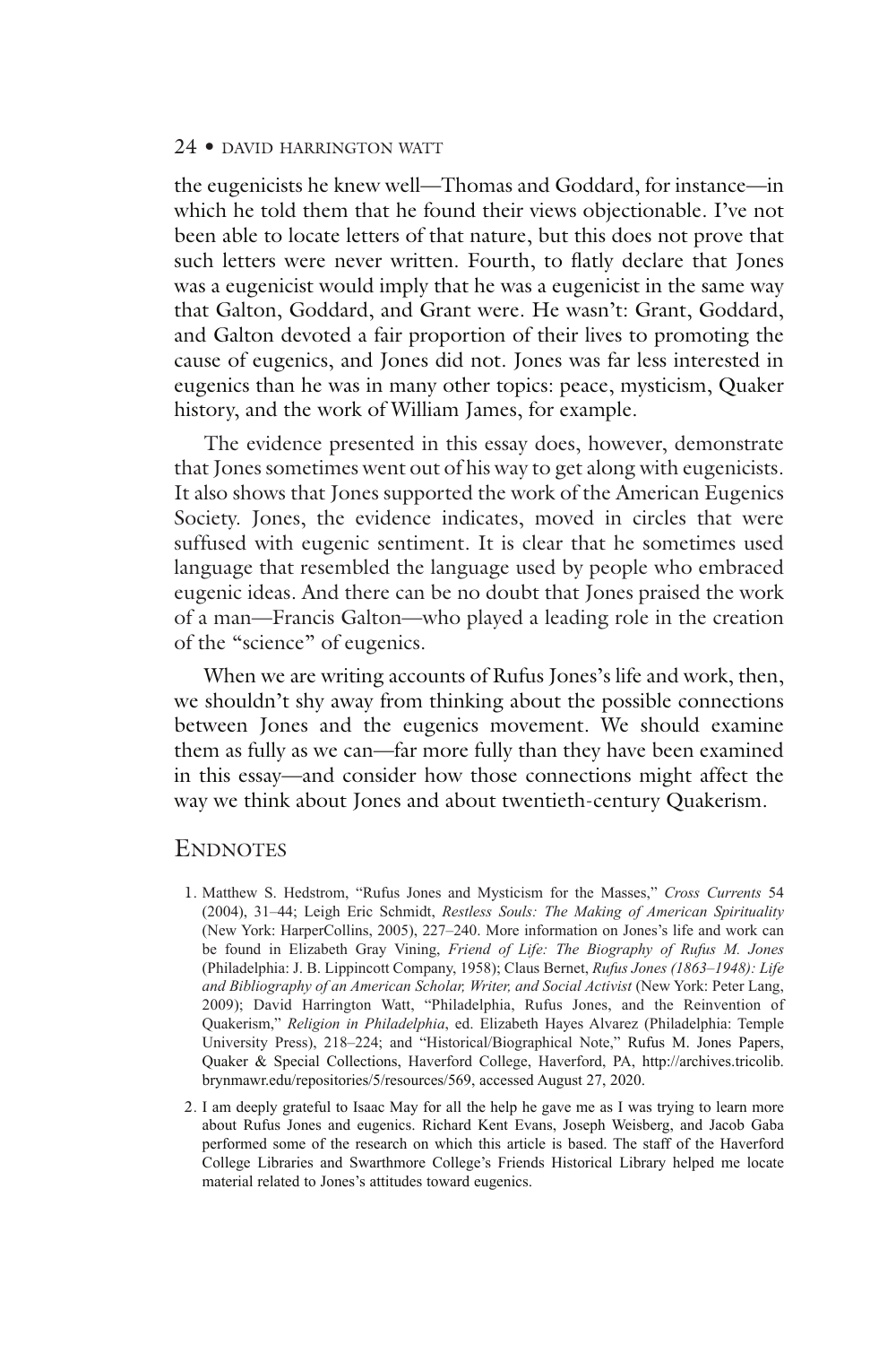the eugenicists he knew well—Thomas and Goddard, for instance—in which he told them that he found their views objectionable. I've not been able to locate letters of that nature, but this does not prove that such letters were never written. Fourth, to flatly declare that Jones was a eugenicist would imply that he was a eugenicist in the same way that Galton, Goddard, and Grant were. He wasn't: Grant, Goddard, and Galton devoted a fair proportion of their lives to promoting the cause of eugenics, and Jones did not. Jones was far less interested in eugenics than he was in many other topics: peace, mysticism, Quaker history, and the work of William James, for example.

The evidence presented in this essay does, however, demonstrate that Jones sometimes went out of his way to get along with eugenicists. It also shows that Jones supported the work of the American Eugenics Society. Jones, the evidence indicates, moved in circles that were suffused with eugenic sentiment. It is clear that he sometimes used language that resembled the language used by people who embraced eugenic ideas. And there can be no doubt that Jones praised the work of a man—Francis Galton—who played a leading role in the creation of the "science" of eugenics.

When we are writing accounts of Rufus Jones's life and work, then, we shouldn't shy away from thinking about the possible connections between Jones and the eugenics movement. We should examine them as fully as we can—far more fully than they have been examined in this essay—and consider how those connections might affect the way we think about Jones and about twentieth-century Quakerism.

## Endnotes

1. Matthew S. Hedstrom, "Rufus Jones and Mysticism for the Masses," *Cross Currents* 54 (2004), 31–44; Leigh Eric Schmidt, *Restless Souls: The Making of American Spirituality* (New York: HarperCollins, 2005), 227–240. More information on Jones's life and work can be found in Elizabeth Gray Vining, *Friend of Life: The Biography of Rufus M. Jones* (Philadelphia: J. B. Lippincott Company, 1958); Claus Bernet, *Rufus Jones (1863–1948): Life and Bibliography of an American Scholar, Writer, and Social Activist* (New York: Peter Lang, 2009); David Harrington Watt, "Philadelphia, Rufus Jones, and the Reinvention of Quakerism," *Religion in Philadelphia*, ed. Elizabeth Hayes Alvarez (Philadelphia: Temple University Press), 218–224; and "Historical/Biographical Note," Rufus M. Jones Papers, Quaker & Special Collections, Haverford College, Haverford, PA, http://archives.tricolib.brynmawr.edu/repositories/5/resources/569, accessed August 27, 2020.
2. I am deeply grateful to Isaac May for all the help he gave me as I was trying to learn more about Rufus Jones and eugenics. Richard Kent Evans, Joseph Weisberg, and Jacob Gaba performed some of the research on which this article is based. The staff of the Haverford College Libraries and Swarthmore College's Friends Historical Library helped me locate material related to Jones's attitudes toward eugenics.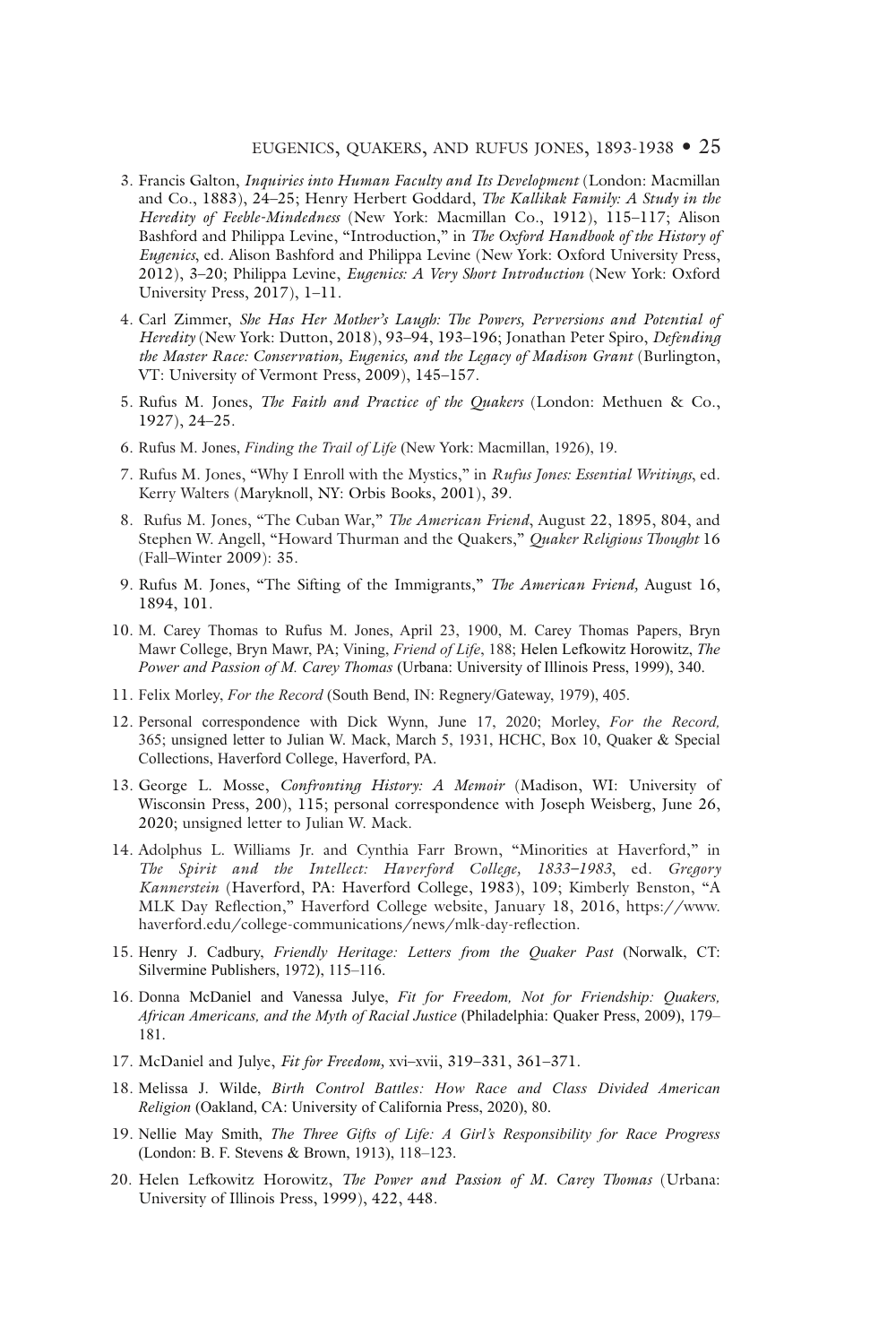3. Francis Galton, *Inquiries into Human Faculty and Its Development* (London: Macmillan and Co., 1883), 24–25; Henry Herbert Goddard, *The Kallikak Family: A Study in the Heredity of Feeble-Mindedness* (New York: Macmillan Co., 1912), 115–117; Alison Bashford and Philippa Levine, "Introduction," in *The Oxford Handbook of the History of Eugenics*, ed. Alison Bashford and Philippa Levine (New York: Oxford University Press, 2012), 3–20; Philippa Levine, *Eugenics: A Very Short Introduction* (New York: Oxford University Press, 2017), 1–11.

4. Carl Zimmer, *She Has Her Mother's Laugh: The Powers, Perversions and Potential of Heredity* (New York: Dutton, 2018), 93–94, 193–196; Jonathan Peter Spiro, *Defending the Master Race: Conservation, Eugenics, and the Legacy of Madison Grant* (Burlington, VT: University of Vermont Press, 2009), 145–157.

5. Rufus M. Jones, *The Faith and Practice of the Quakers* (London: Methuen & Co., 1927), 24–25.

6. Rufus M. Jones, *Finding the Trail of Life* (New York: Macmillan, 1926), 19.

7. Rufus M. Jones, "Why I Enroll with the Mystics," in *Rufus Jones: Essential Writings*, ed. Kerry Walters (Maryknoll, NY: Orbis Books, 2001), 39.

8. Rufus M. Jones, "The Cuban War," *The American Friend*, August 22, 1895, 804, and Stephen W. Angell, "Howard Thurman and the Quakers," *Quaker Religious Thought* 16 (Fall–Winter 2009): 35.

9. Rufus M. Jones, "The Sifting of the Immigrants," *The American Friend,* August 16, 1894, 101.

10. M. Carey Thomas to Rufus M. Jones, April 23, 1900, M. Carey Thomas Papers, Bryn Mawr College, Bryn Mawr, PA; Vining, *Friend of Life*, 188; Helen Lefkowitz Horowitz, *The Power and Passion of M. Carey Thomas* (Urbana: University of Illinois Press, 1999), 340.

11. Felix Morley, *For the Record* (South Bend, IN: Regnery/Gateway, 1979), 405.

12. Personal correspondence with Dick Wynn, June 17, 2020; Morley, *For the Record,* 365; unsigned letter to Julian W. Mack, March 5, 1931, HCHC, Box 10, Quaker & Special Collections, Haverford College, Haverford, PA.

13. George L. Mosse, *Confronting History: A Memoir* (Madison, WI: University of Wisconsin Press, 200), 115; personal correspondence with Joseph Weisberg, June 26, 2020; unsigned letter to Julian W. Mack.

14. Adolphus L. Williams Jr. and Cynthia Farr Brown, "Minorities at Haverford," in *The Spirit and the Intellect: Haverford College, 1833–1983*, ed. *Gregory Kannerstein* (Haverford, PA: Haverford College, 1983), 109; Kimberly Benston, "A MLK Day Reflection," Haverford College website, January 18, 2016, https://www.haverford.edu/college-communications/news/mlk-day-reflection.

15. Henry J. Cadbury, *Friendly Heritage: Letters from the Quaker Past* (Norwalk, CT: Silvermine Publishers, 1972), 115–116.

16. Donna McDaniel and Vanessa Julye, *Fit for Freedom, Not for Friendship: Quakers, African Americans, and the Myth of Racial Justice* (Philadelphia: Quaker Press, 2009), 179–181.

17. McDaniel and Julye, *Fit for Freedom,* xvi–xvii, 319–331, 361–371.

18. Melissa J. Wilde, *Birth Control Battles: How Race and Class Divided American Religion* (Oakland, CA: University of California Press, 2020), 80.

19. Nellie May Smith, *The Three Gifts of Life: A Girl's Responsibility for Race Progress* (London: B. F. Stevens & Brown, 1913), 118–123.

20. Helen Lefkowitz Horowitz, *The Power and Passion of M. Carey Thomas* (Urbana: University of Illinois Press, 1999), 422, 448.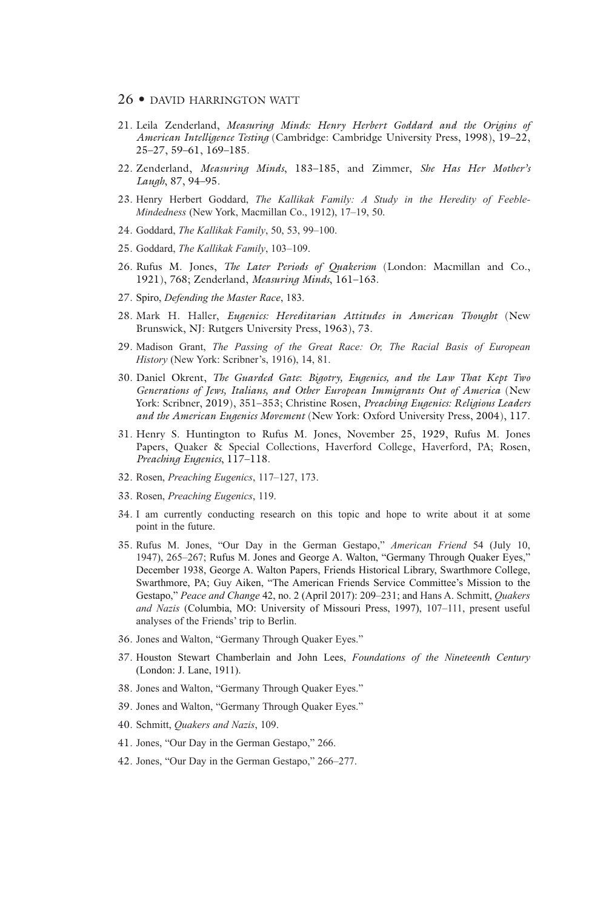21. Leila Zenderland, *Measuring Minds: Henry Herbert Goddard and the Origins of American Intelligence Testing* (Cambridge: Cambridge University Press, 1998), 19–22, 25–27, 59–61, 169–185.

22. Zenderland, *Measuring Minds*, 183–185, and Zimmer, *She Has Her Mother's Laugh*, 87, 94–95.

23. Henry Herbert Goddard, *The Kallikak Family: A Study in the Heredity of Feeble-Mindedness* (New York, Macmillan Co., 1912), 17–19, 50.

24. Goddard, *The Kallikak Family*, 50, 53, 99–100.

25. Goddard, *The Kallikak Family*, 103–109.

26. Rufus M. Jones, *The Later Periods of Quakerism* (London: Macmillan and Co., 1921), 768; Zenderland, *Measuring Minds*, 161–163.

27. Spiro, *Defending the Master Race*, 183.

28. Mark H. Haller, *Eugenics: Hereditarian Attitudes in American Thought* (New Brunswick, NJ: Rutgers University Press, 1963), 73.

29. Madison Grant, *The Passing of the Great Race: Or, The Racial Basis of European History* (New York: Scribner's, 1916), 14, 81.

30. Daniel Okrent, *The Guarded Gate: Bigotry, Eugenics, and the Law That Kept Two Generations of Jews, Italians, and Other European Immigrants Out of America* (New York: Scribner, 2019), 351–353; Christine Rosen, *Preaching Eugenics: Religious Leaders and the American Eugenics Movement* (New York: Oxford University Press, 2004), 117.

31. Henry S. Huntington to Rufus M. Jones, November 25, 1929, Rufus M. Jones Papers, Quaker & Special Collections, Haverford College, Haverford, PA; Rosen, *Preaching Eugenics*, 117–118.

32. Rosen, *Preaching Eugenics*, 117–127, 173.

33. Rosen, *Preaching Eugenics*, 119.

34. I am currently conducting research on this topic and hope to write about it at some point in the future.

35. Rufus M. Jones, "Our Day in the German Gestapo," *American Friend* 54 (July 10, 1947), 265–267; Rufus M. Jones and George A. Walton, "Germany Through Quaker Eyes," December 1938, George A. Walton Papers, Friends Historical Library, Swarthmore College, Swarthmore, PA; Guy Aiken, "The American Friends Service Committee's Mission to the Gestapo," *Peace and Change* 42, no. 2 (April 2017): 209–231; and Hans A. Schmitt, *Quakers and Nazis* (Columbia, MO: University of Missouri Press, 1997), 107–111, present useful analyses of the Friends' trip to Berlin.

36. Jones and Walton, "Germany Through Quaker Eyes."

37. Houston Stewart Chamberlain and John Lees, *Foundations of the Nineteenth Century* (London: J. Lane, 1911).

38. Jones and Walton, "Germany Through Quaker Eyes."

39. Jones and Walton, "Germany Through Quaker Eyes."

40. Schmitt, *Quakers and Nazis*, 109.

41. Jones, "Our Day in the German Gestapo," 266.

42. Jones, "Our Day in the German Gestapo," 266–277.